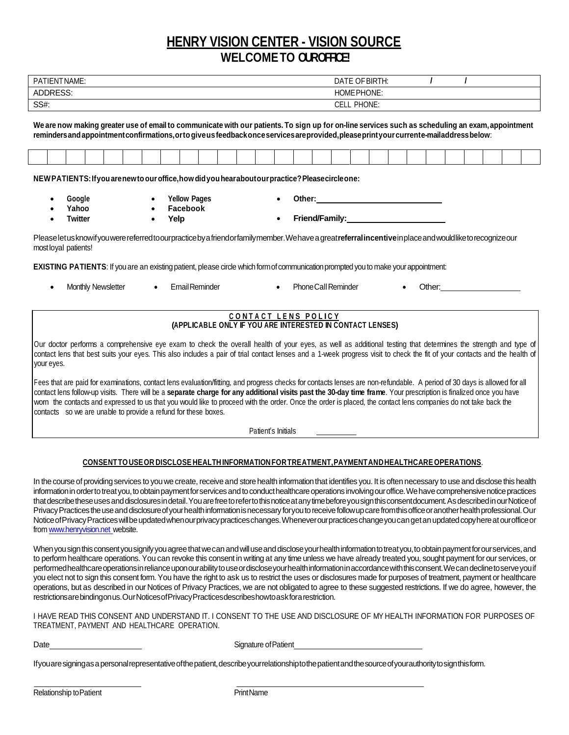# HENRY VISION CENTER - VISION SOURCE

## WELCOME TO OUR OFFICE!

| PATIENT NAME: | DATE OF BIRTH: / / |
|---|---|
| ADDRESS: | HOME PHONE: |
| SS#: | CELL PHONE: |

**We are now making greater use of email to communicate with our patients. To sign up for on-line services such as scheduling an exam, appointment reminders and appointment confirmations, or to give us feedback once services are provided, please print your current e-mail address below**:

| | | | | | | | | | | | | | | | | | | | | | | | | | | | |
|---|---|---|---|---|---|---|---|---|---|---|---|---|---|---|---|---|---|---|---|---|---|---|---|---|---|---|---|
| | | | | | | | | | | | | | | | | | | | | | | | | | | | |

**NEW PATIENTS: If you are new to our office, how did you hear about our practice? Please circle one:**

- **Google**
- **Yahoo**
- **Twitter**
- **Yellow Pages**
- **Facebook**
- **Yelp**
- **Other:** ______________________
- **Friend/Family:** ______________________

Please let us know if you were referred to our practice by a friend or family member. We have a great **referral incentive** in place and would like to recognize our most loyal patients!

**EXISTING PATIENTS**: If you are an existing patient, please circle which form of communication prompted you to make your appointment:

- Monthly Newsletter
- Email Reminder
- Phone Call Reminder
- Other: ______________

### CONTACT LENS POLICY
**(APPLICABLE ONLY IF YOU ARE INTERESTED IN CONTACT LENSES)**

Our doctor performs a comprehensive eye exam to check the overall health of your eyes, as well as additional testing that determines the strength and type of contact lens that best suits your eyes. This also includes a pair of trial contact lenses and a 1-week progress visit to check the fit of your contacts and the health of your eyes.

Fees that are paid for examinations, contact lens evaluation/fitting, and progress checks for contacts lenses are non-refundable. A period of 30 days is allowed for all contact lens follow-up visits. There will be a **separate charge for any additional visits past the 30-day time frame**. Your prescription is finalized once you have worn the contacts and expressed to us that you would like to proceed with the order. Once the order is placed, the contact lens companies do not take back the contacts so we are unable to provide a refund for these boxes.

Patient's Initials __________

### CONSENT TO USE OR DISCLOSE HEALTH INFORMATION FOR TREATMENT, PAYMENT AND HEALTHCARE OPERATIONS.

In the course of providing services to you we create, receive and store health information that identifies you. It is often necessary to use and disclose this health information in order to treat you, to obtain payment for services and to conduct healthcare operations involving our office. We have comprehensive notice practices that describe these uses and disclosures in detail. You are free to refer to this notice at any time before you sign this consent document. As described in our Notice of Privacy Practices the use and disclosure of your health information is necessary for you to receive follow up care from this office or another health professional. Our Notice of Privacy Practices will be updated when our privacy practices changes. Whenever our practices change you can get an updated copy here at our office or from www.henryvision.net website.

When you sign this consent you signify you agree that we can and will use and disclose your health information to treat you, to obtain payment for our services, and to perform healthcare operations. You can revoke this consent in writing at any time unless we have already treated you, sought payment for our services, or performed healthcare operations in reliance upon our ability to use or disclose your health information in accordance with this consent. We can decline to serve you if you elect not to sign this consent form. You have the right to ask us to restrict the uses or disclosures made for purposes of treatment, payment or healthcare operations, but as described in our Notices of Privacy Practices, we are not obligated to agree to these suggested restrictions. If we do agree, however, the restrictions are binding on us. Our Notices of Privacy Practices describes how to ask for a restriction.

I HAVE READ THIS CONSENT AND UNDERSTAND IT. I CONSENT TO THE USE AND DISCLOSURE OF MY HEALTH INFORMATION FOR PURPOSES OF TREATMENT, PAYMENT AND HEALTHCARE OPERATION.

Date ______________________ Signature of Patient ______________________________

If you are signing as a personal representative of the patient, describe your relationship to the patient and the source of your authority to sign this form.

______________________ ______________________________

Relationship to Patient Print Name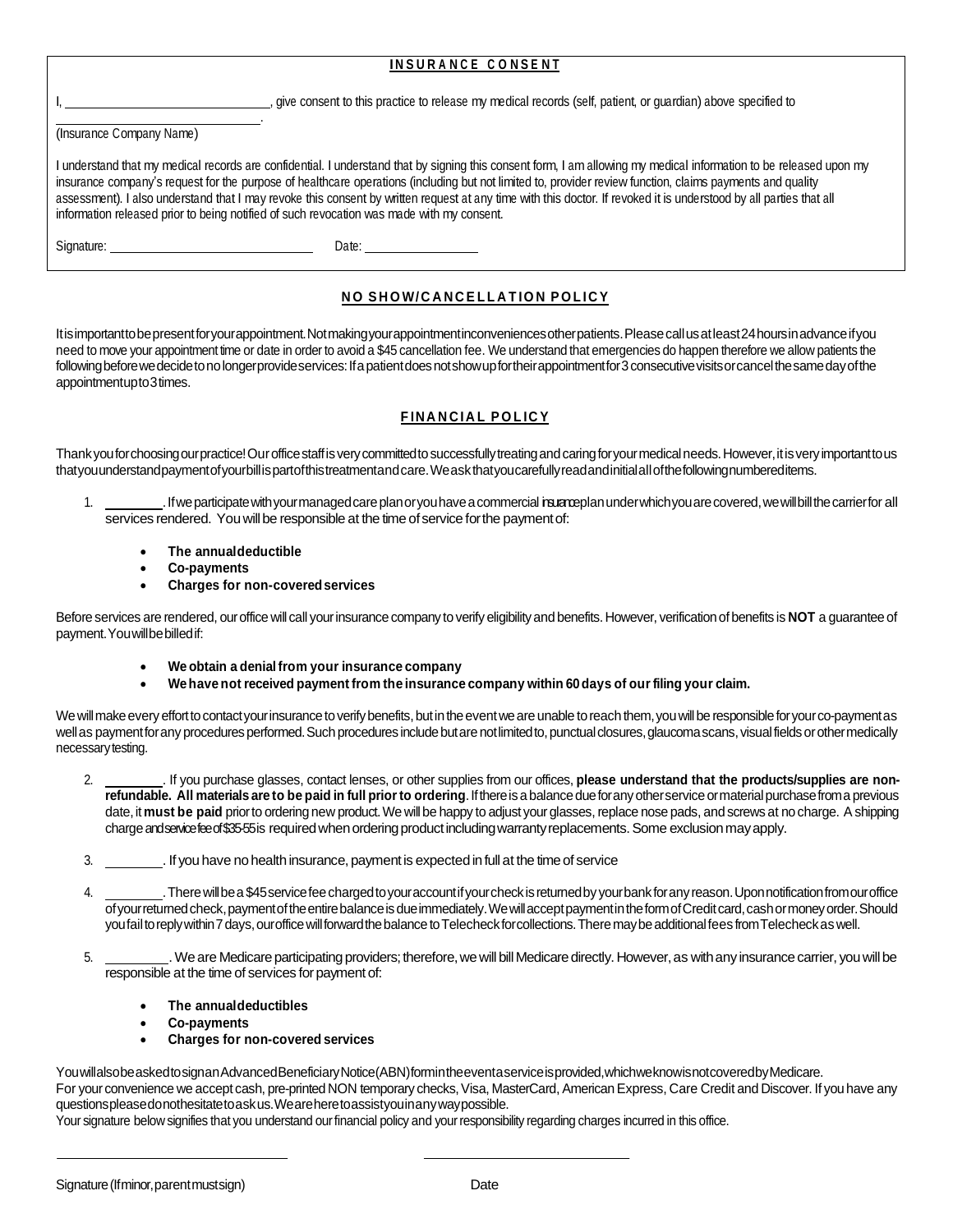## INSURANCE CONSENT

I, ______________________________, give consent to this practice to release my medical records (self, patient, or guardian) above specified to ______________________________.

(Insurance Company Name)

I understand that my medical records are confidential. I understand that by signing this consent form, I am allowing my medical information to be released upon my insurance company's request for the purpose of healthcare operations (including but not limited to, provider review function, claims payments and quality assessment). I also understand that I may revoke this consent by written request at any time with this doctor. If revoked it is understood by all parties that all information released prior to being notified of such revocation was made with my consent.

Signature: ______________________________ Date: ________________

## NO SHOW/CANCELLATION POLICY

It is important to be present for your appointment. Not making your appointment inconveniences other patients. Please call us at least 24 hours in advance if you need to move your appointment time or date in order to avoid a $45 cancellation fee. We understand that emergencies do happen therefore we allow patients the following before we decide to no longer provide services: If a patient does not show up for their appointment for 3 consecutive visits or cancel the same day of the appointment up to 3 times.

## FINANCIAL POLICY

Thank you for choosing our practice! Our office staff is very committed to successfully treating and caring for your medical needs. However, it is very important to us that you understand payment of your bill is part of this treatment and care. We ask that you carefully read and initial all of the following numbered items.

1. ________. If we participate with your managed care plan or you have a commercial insurance plan under which you are covered, we will bill the carrier for all services rendered. You will be responsible at the time of service for the payment of:

   - **The annual deductible**
   - **Co-payments**
   - **Charges for non-covered services**

Before services are rendered, our office will call your insurance company to verify eligibility and benefits. However, verification of benefits is **NOT** a guarantee of payment. You will be billed if:

- **We obtain a denial from your insurance company**
- **We have not received payment from the insurance company within 60 days of our filing your claim.**

We will make every effort to contact your insurance to verify benefits, but in the event we are unable to reach them, you will be responsible for your co-payment as well as payment for any procedures performed. Such procedures include but are not limited to, punctual closures, glaucoma scans, visual fields or other medically necessary testing.

2. ________. If you purchase glasses, contact lenses, or other supplies from our offices, **please understand that the products/supplies are non-refundable. All materials are to be paid in full prior to ordering**. If there is a balance due for any other service or material purchase from a previous date, it **must be paid** prior to ordering new product. We will be happy to adjust your glasses, replace nose pads, and screws at no charge. A shipping charge and service fee of $35-55 is required when ordering product including warranty replacements. Some exclusion may apply.

3. ________. If you have no health insurance, payment is expected in full at the time of service

4. ________. There will be a $45 service fee charged to your account if your check is returned by your bank for any reason. Upon notification from our office of your returned check, payment of the entire balance is due immediately. We will accept payment in the form of Credit card, cash or money order. Should you fail to reply within 7 days, our office will forward the balance to Telecheck for collections. There may be additional fees from Telecheck as well.

5. ________. We are Medicare participating providers; therefore, we will bill Medicare directly. However, as with any insurance carrier, you will be responsible at the time of services for payment of:

   - **The annual deductibles**
   - **Co-payments**
   - **Charges for non-covered services**

You will also be asked to sign an Advanced Beneficiary Notice (ABN) form in the event a service is provided, which we know is not covered by Medicare.
For your convenience we accept cash, pre-printed NON temporary checks, Visa, MasterCard, American Express, Care Credit and Discover. If you have any questions please do not hesitate to ask us. We are here to assist you in any way possible.
Your signature below signifies that you understand our financial policy and your responsibility regarding charges incurred in this office.

______________________________ ______________________________

Signature (If minor, parent must sign) Date